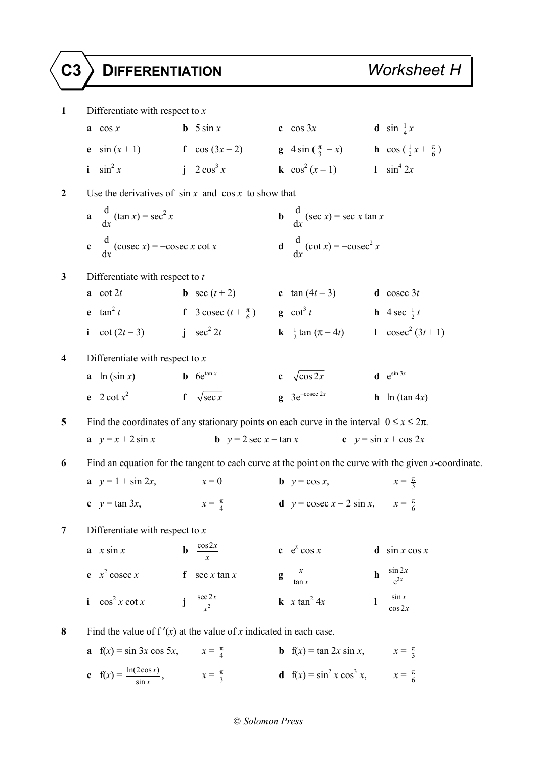# C3 DIFFERENTIATION — Worksheet H

**1** Differentiate with respect to $x$

**a** $\cos x$ **b** $5 \sin x$ **c** $\cos 3x$ **d** $\sin \frac{1}{4}x$

**e** $\sin (x + 1)$ **f** $\cos (3x - 2)$ **g** $4 \sin (\frac{\pi}{3} - x)$ **h** $\cos (\frac{1}{2}x + \frac{\pi}{6})$

**i** $\sin^2 x$ **j** $2 \cos^3 x$ **k** $\cos^2 (x - 1)$ **l** $\sin^4 2x$

**2** Use the derivatives of $\sin x$ and $\cos x$ to show that

**a** $\frac{d}{dx}(\tan x) = \sec^2 x$ **b** $\frac{d}{dx}(\sec x) = \sec x \tan x$

**c** $\frac{d}{dx}(\text{cosec } x) = -\text{cosec } x \cot x$ **d** $\frac{d}{dx}(\cot x) = -\text{cosec}^2 x$

**3** Differentiate with respect to $t$

**a** $\cot 2t$ **b** $\sec (t + 2)$ **c** $\tan (4t - 3)$ **d** $\text{cosec } 3t$

**e** $\tan^2 t$ **f** $3 \text{ cosec } (t + \frac{\pi}{6})$ **g** $\cot^3 t$ **h** $4 \sec \frac{1}{2}t$

**i** $\cot (2t - 3)$ **j** $\sec^2 2t$ **k** $\frac{1}{2} \tan (\pi - 4t)$ **l** $\text{cosec}^2 (3t + 1)$

**4** Differentiate with respect to $x$

**a** $\ln (\sin x)$ **b** $6e^{\tan x}$ **c** $\sqrt{\cos 2x}$ **d** $e^{\sin 3x}$

**e** $2 \cot x^2$ **f** $\sqrt{\sec x}$ **g** $3e^{-\text{cosec } 2x}$ **h** $\ln (\tan 4x)$

**5** Find the coordinates of any stationary points on each curve in the interval $0 \leq x \leq 2\pi$.

**a** $y = x + 2 \sin x$ **b** $y = 2 \sec x - \tan x$ **c** $y = \sin x + \cos 2x$

**6** Find an equation for the tangent to each curve at the point on the curve with the given $x$-coordinate.

**a** $y = 1 + \sin 2x$, $x = 0$ **b** $y = \cos x$, $x = \frac{\pi}{3}$

**c** $y = \tan 3x$, $x = \frac{\pi}{4}$ **d** $y = \text{cosec } x - 2 \sin x$, $x = \frac{\pi}{6}$

**7** Differentiate with respect to $x$

**a** $x \sin x$ **b** $\frac{\cos 2x}{x}$ **c** $e^x \cos x$ **d** $\sin x \cos x$

**e** $x^2 \text{ cosec } x$ **f** $\sec x \tan x$ **g** $\frac{x}{\tan x}$ **h** $\frac{\sin 2x}{e^{3x}}$

**i** $\cos^2 x \cot x$ **j** $\frac{\sec 2x}{x^2}$ **k** $x \tan^2 4x$ **l** $\frac{\sin x}{\cos 2x}$

**8** Find the value of $f'(x)$ at the value of $x$ indicated in each case.

**a** $f(x) = \sin 3x \cos 5x$, $x = \frac{\pi}{4}$ **b** $f(x) = \tan 2x \sin x$, $x = \frac{\pi}{3}$

**c** $f(x) = \frac{\ln(2 \cos x)}{\sin x}$, $x = \frac{\pi}{3}$ **d** $f(x) = \sin^2 x \cos^3 x$, $x = \frac{\pi}{6}$

© Solomon Press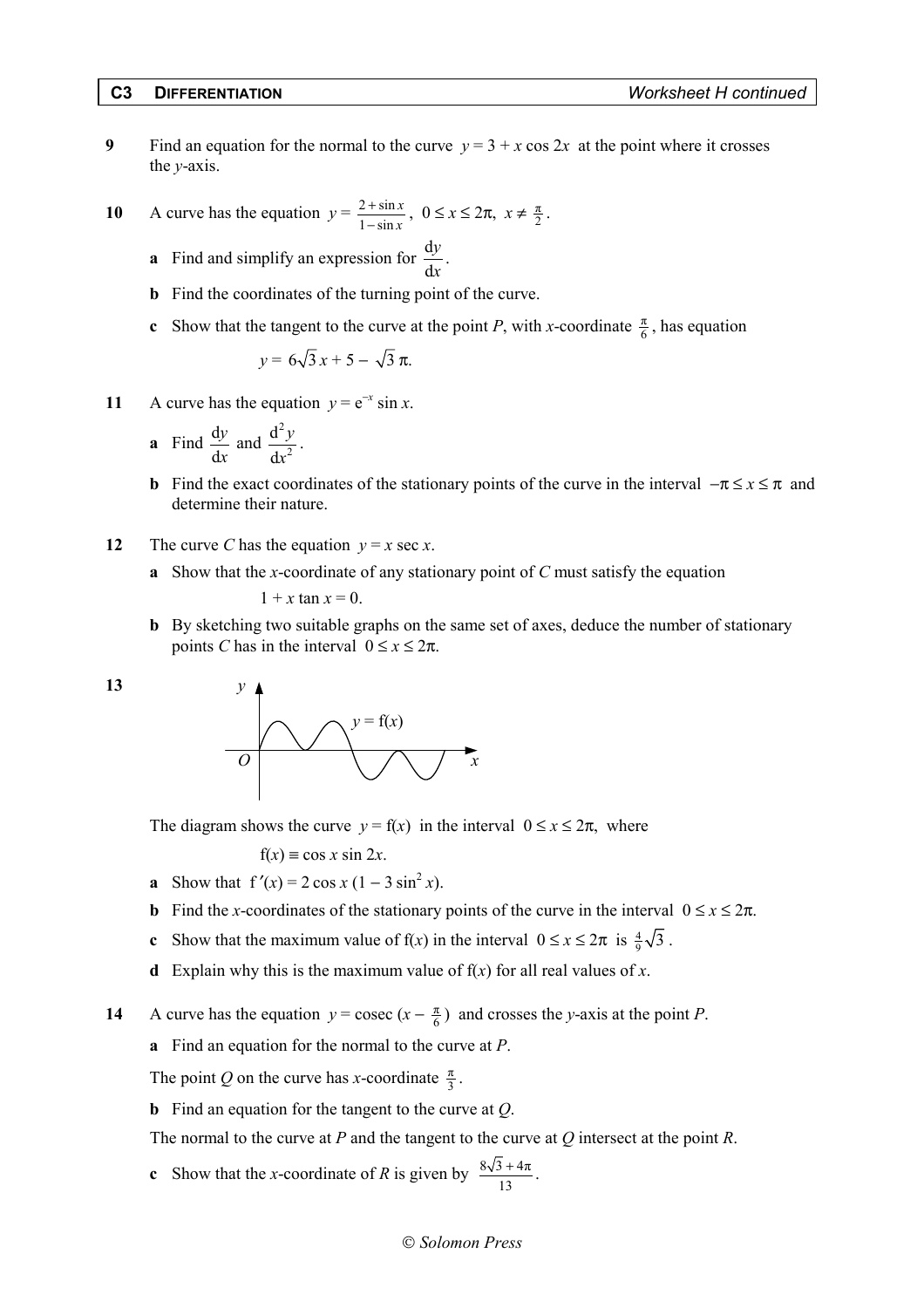**9** Find an equation for the normal to the curve $y = 3 + x\cos 2x$ at the point where it crosses the $y$-axis.

**10** A curve has the equation $y = \frac{2 + \sin x}{1 - \sin x}$, $0 \le x \le 2\pi$, $x \ne \frac{\pi}{2}$.

**a** Find and simplify an expression for $\frac{dy}{dx}$.

**b** Find the coordinates of the turning point of the curve.

**c** Show that the tangent to the curve at the point $P$, with $x$-coordinate $\frac{\pi}{6}$, has equation

$$y = 6\sqrt{3}\,x + 5 - \sqrt{3}\,\pi.$$

**11** A curve has the equation $y = e^{-x}\sin x$.

**a** Find $\frac{dy}{dx}$ and $\frac{d^2y}{dx^2}$.

**b** Find the exact coordinates of the stationary points of the curve in the interval $-\pi \le x \le \pi$ and determine their nature.

**12** The curve $C$ has the equation $y = x\sec x$.

**a** Show that the $x$-coordinate of any stationary point of $C$ must satisfy the equation

$$1 + x\tan x = 0.$$

**b** By sketching two suitable graphs on the same set of axes, deduce the number of stationary points $C$ has in the interval $0 \le x \le 2\pi$.

**13**

y

y = f(x)

O

x

The diagram shows the curve $y = f(x)$ in the interval $0 \le x \le 2\pi$, where

$$f(x) \equiv \cos x \sin 2x.$$

**a** Show that $f'(x) = 2\cos x\,(1 - 3\sin^2 x)$.

**b** Find the $x$-coordinates of the stationary points of the curve in the interval $0 \le x \le 2\pi$.

**c** Show that the maximum value of $f(x)$ in the interval $0 \le x \le 2\pi$ is $\frac{4}{9}\sqrt{3}$.

**d** Explain why this is the maximum value of $f(x)$ for all real values of $x$.

**14** A curve has the equation $y = \operatorname{cosec}\,(x - \frac{\pi}{6})$ and crosses the $y$-axis at the point $P$.

**a** Find an equation for the normal to the curve at $P$.

The point $Q$ on the curve has $x$-coordinate $\frac{\pi}{3}$.

**b** Find an equation for the tangent to the curve at $Q$.

The normal to the curve at $P$ and the tangent to the curve at $Q$ intersect at the point $R$.

**c** Show that the $x$-coordinate of $R$ is given by $\frac{8\sqrt{3} + 4\pi}{13}$.